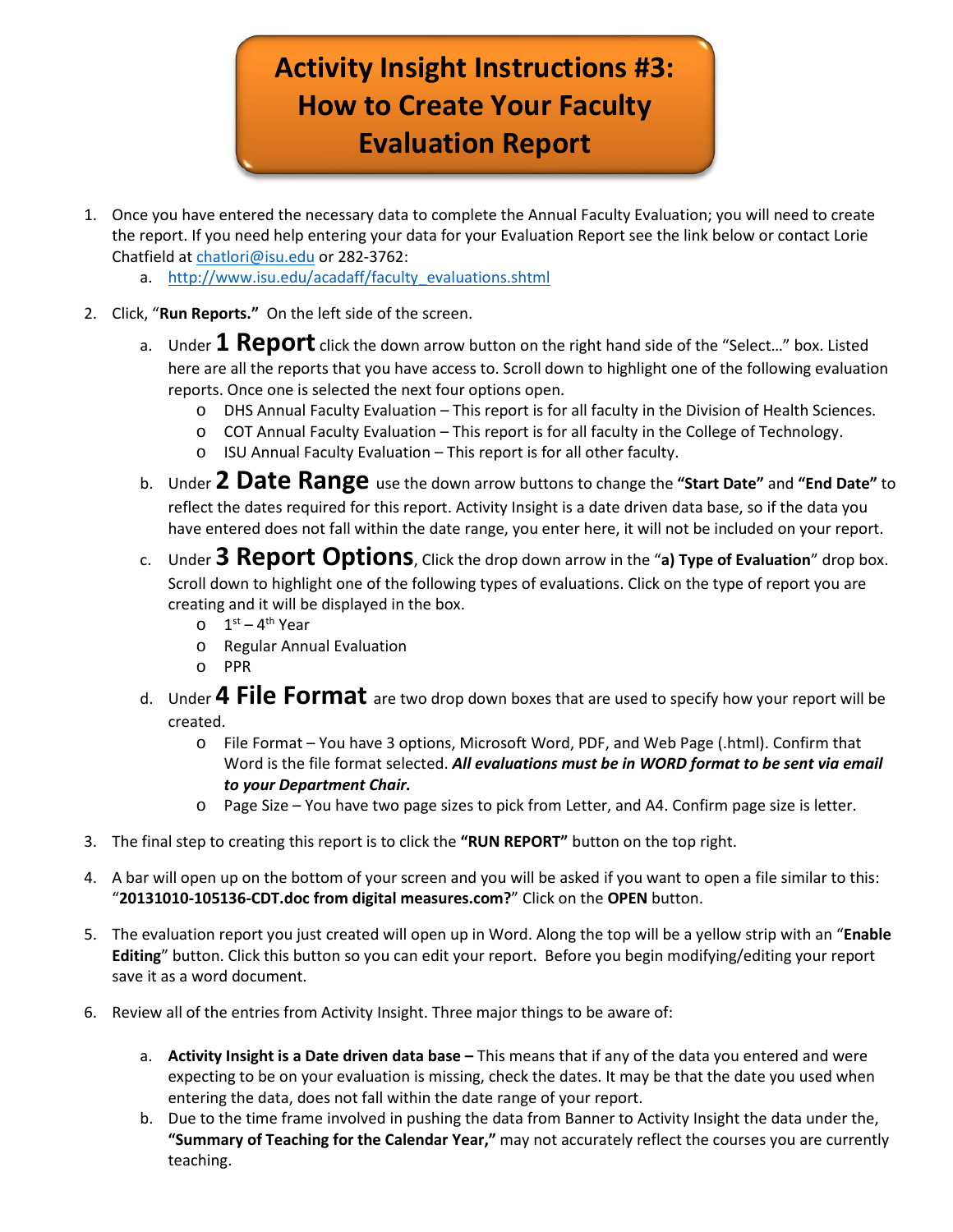# Activity Insight Instructions #3: How to Create Your Faculty Evaluation Report

1. Once you have entered the necessary data to complete the Annual Faculty Evaluation; you will need to create the report. If you need help entering your data for your Evaluation Report see the link below or contact Lorie Chatfield at chatlori@isu.edu or 282-3762:
   a. http://www.isu.edu/acadaff/faculty_evaluations.shtml

2. Click, "**Run Reports.**" On the left side of the screen.
   a. Under **1 Report** click the down arrow button on the right hand side of the "Select…" box. Listed here are all the reports that you have access to. Scroll down to highlight one of the following evaluation reports. Once one is selected the next four options open.
      - DHS Annual Faculty Evaluation – This report is for all faculty in the Division of Health Sciences.
      - COT Annual Faculty Evaluation – This report is for all faculty in the College of Technology.
      - ISU Annual Faculty Evaluation – This report is for all other faculty.

   b. Under **2 Date Range** use the down arrow buttons to change the **"Start Date"** and **"End Date"** to reflect the dates required for this report. Activity Insight is a date driven data base, so if the data you have entered does not fall within the date range, you enter here, it will not be included on your report.

   c. Under **3 Report Options**, Click the drop down arrow in the "**a) Type of Evaluation**" drop box. Scroll down to highlight one of the following types of evaluations. Click on the type of report you are creating and it will be displayed in the box.
      - 1st – 4th Year
      - Regular Annual Evaluation
      - PPR

   d. Under **4 File Format** are two drop down boxes that are used to specify how your report will be created.
      - File Format – You have 3 options, Microsoft Word, PDF, and Web Page (.html). Confirm that Word is the file format selected. ***All evaluations must be in WORD format to be sent via email to your Department Chair.***
      - Page Size – You have two page sizes to pick from Letter, and A4. Confirm page size is letter.

3. The final step to creating this report is to click the **"RUN REPORT"** button on the top right.

4. A bar will open up on the bottom of your screen and you will be asked if you want to open a file similar to this: "**20131010-105136-CDT.doc from digital measures.com?**" Click on the **OPEN** button.

5. The evaluation report you just created will open up in Word. Along the top will be a yellow strip with an "**Enable Editing**" button. Click this button so you can edit your report. Before you begin modifying/editing your report save it as a word document.

6. Review all of the entries from Activity Insight. Three major things to be aware of:

   a. **Activity Insight is a Date driven data base –** This means that if any of the data you entered and were expecting to be on your evaluation is missing, check the dates. It may be that the date you used when entering the data, does not fall within the date range of your report.
   b. Due to the time frame involved in pushing the data from Banner to Activity Insight the data under the, **"Summary of Teaching for the Calendar Year,"** may not accurately reflect the courses you are currently teaching.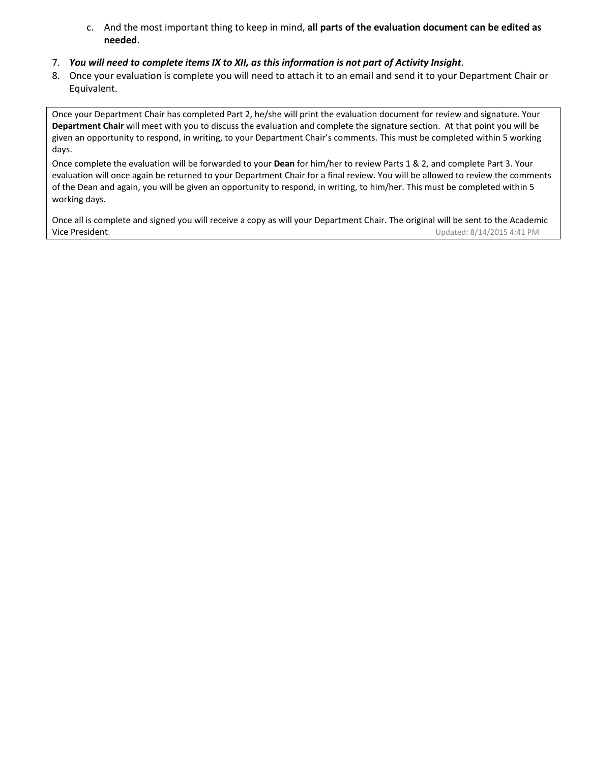c. And the most important thing to keep in mind, **all parts of the evaluation document can be edited as needed**.

7. ***You will need to complete items IX to XII, as this information is not part of Activity Insight***.
8. Once your evaluation is complete you will need to attach it to an email and send it to your Department Chair or Equivalent.

Once your Department Chair has completed Part 2, he/she will print the evaluation document for review and signature. Your **Department Chair** will meet with you to discuss the evaluation and complete the signature section. At that point you will be given an opportunity to respond, in writing, to your Department Chair's comments. This must be completed within 5 working days.

Once complete the evaluation will be forwarded to your **Dean** for him/her to review Parts 1 & 2, and complete Part 3. Your evaluation will once again be returned to your Department Chair for a final review. You will be allowed to review the comments of the Dean and again, you will be given an opportunity to respond, in writing, to him/her. This must be completed within 5 working days.

Once all is complete and signed you will receive a copy as will your Department Chair. The original will be sent to the Academic Vice President.

Updated: 8/14/2015 4:41 PM